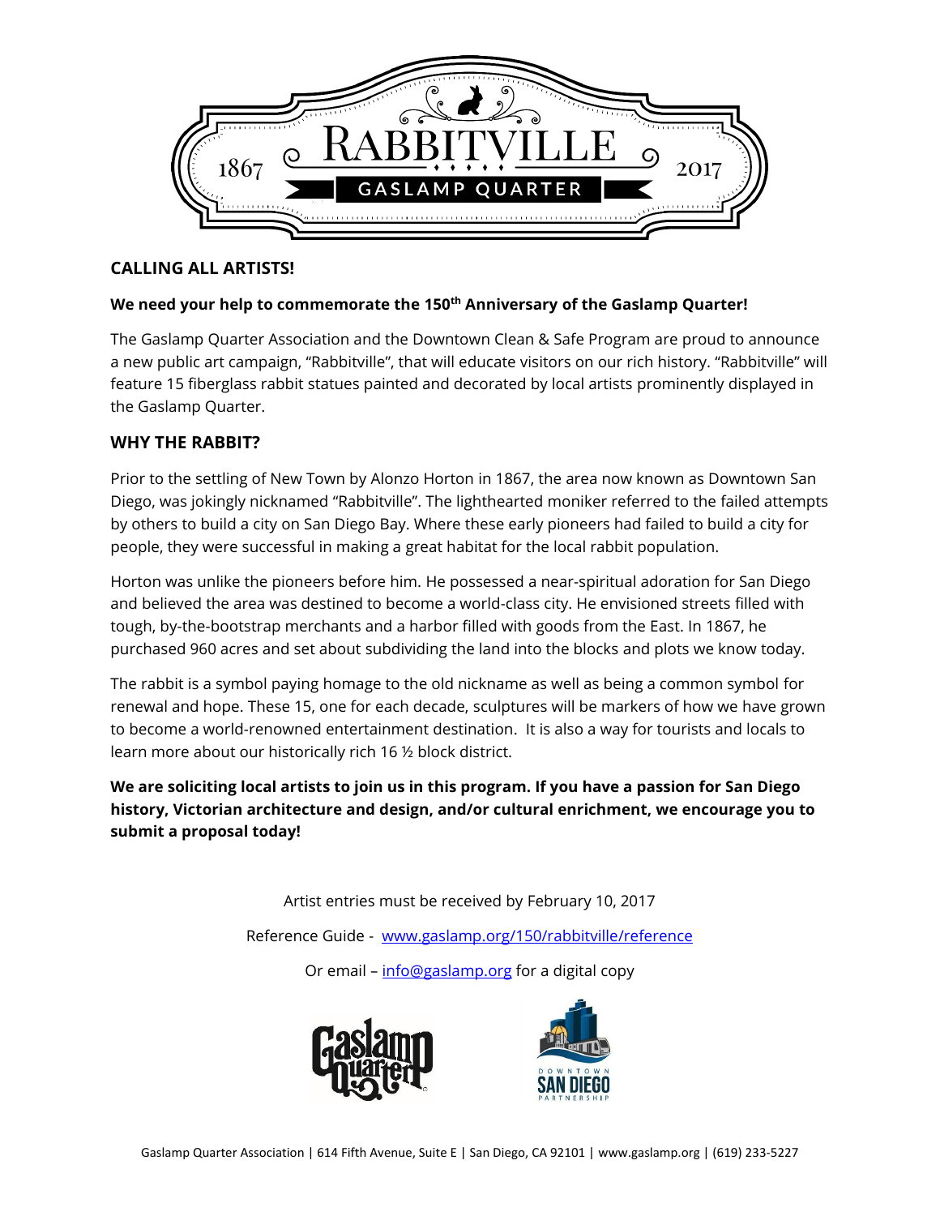1867 **RABBITVILLE** 2017

**GASLAMP QUARTER**

## CALLING ALL ARTISTS!

**We need your help to commemorate the 150th Anniversary of the Gaslamp Quarter!**

The Gaslamp Quarter Association and the Downtown Clean & Safe Program are proud to announce a new public art campaign, "Rabbitville", that will educate visitors on our rich history. "Rabbitville" will feature 15 fiberglass rabbit statues painted and decorated by local artists prominently displayed in the Gaslamp Quarter.

## WHY THE RABBIT?

Prior to the settling of New Town by Alonzo Horton in 1867, the area now known as Downtown San Diego, was jokingly nicknamed "Rabbitville". The lighthearted moniker referred to the failed attempts by others to build a city on San Diego Bay. Where these early pioneers had failed to build a city for people, they were successful in making a great habitat for the local rabbit population.

Horton was unlike the pioneers before him. He possessed a near-spiritual adoration for San Diego and believed the area was destined to become a world-class city. He envisioned streets filled with tough, by-the-bootstrap merchants and a harbor filled with goods from the East. In 1867, he purchased 960 acres and set about subdividing the land into the blocks and plots we know today.

The rabbit is a symbol paying homage to the old nickname as well as being a common symbol for renewal and hope. These 15, one for each decade, sculptures will be markers of how we have grown to become a world-renowned entertainment destination. It is also a way for tourists and locals to learn more about our historically rich 16 ½ block district.

**We are soliciting local artists to join us in this program. If you have a passion for San Diego history, Victorian architecture and design, and/or cultural enrichment, we encourage you to submit a proposal today!**

Artist entries must be received by February 10, 2017

Reference Guide - [www.gaslamp.org/150/rabbitville/reference](www.gaslamp.org/150/rabbitville/reference)

Or email – [info@gaslamp.org](mailto:info@gaslamp.org) for a digital copy

Gaslamp Quarter Association | 614 Fifth Avenue, Suite E | San Diego, CA 92101 | www.gaslamp.org | (619) 233-5227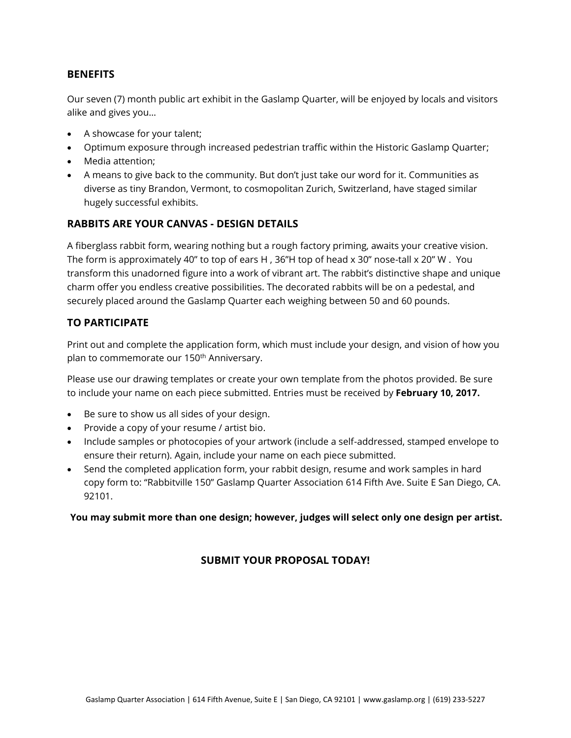## BENEFITS

Our seven (7) month public art exhibit in the Gaslamp Quarter, will be enjoyed by locals and visitors alike and gives you…

- A showcase for your talent;
- Optimum exposure through increased pedestrian traffic within the Historic Gaslamp Quarter;
- Media attention;
- A means to give back to the community. But don't just take our word for it. Communities as diverse as tiny Brandon, Vermont, to cosmopolitan Zurich, Switzerland, have staged similar hugely successful exhibits.

## RABBITS ARE YOUR CANVAS - DESIGN DETAILS

A fiberglass rabbit form, wearing nothing but a rough factory priming, awaits your creative vision. The form is approximately 40" to top of ears H , 36"H top of head x 30" nose-tall x 20" W . You transform this unadorned figure into a work of vibrant art. The rabbit's distinctive shape and unique charm offer you endless creative possibilities. The decorated rabbits will be on a pedestal, and securely placed around the Gaslamp Quarter each weighing between 50 and 60 pounds.

## TO PARTICIPATE

Print out and complete the application form, which must include your design, and vision of how you plan to commemorate our 150th Anniversary.

Please use our drawing templates or create your own template from the photos provided. Be sure to include your name on each piece submitted. Entries must be received by **February 10, 2017.**

- Be sure to show us all sides of your design.
- Provide a copy of your resume / artist bio.
- Include samples or photocopies of your artwork (include a self-addressed, stamped envelope to ensure their return). Again, include your name on each piece submitted.
- Send the completed application form, your rabbit design, resume and work samples in hard copy form to: "Rabbitville 150" Gaslamp Quarter Association 614 Fifth Ave. Suite E San Diego, CA. 92101.

**You may submit more than one design; however, judges will select only one design per artist.**

**SUBMIT YOUR PROPOSAL TODAY!**

Gaslamp Quarter Association | 614 Fifth Avenue, Suite E | San Diego, CA 92101 | www.gaslamp.org | (619) 233-5227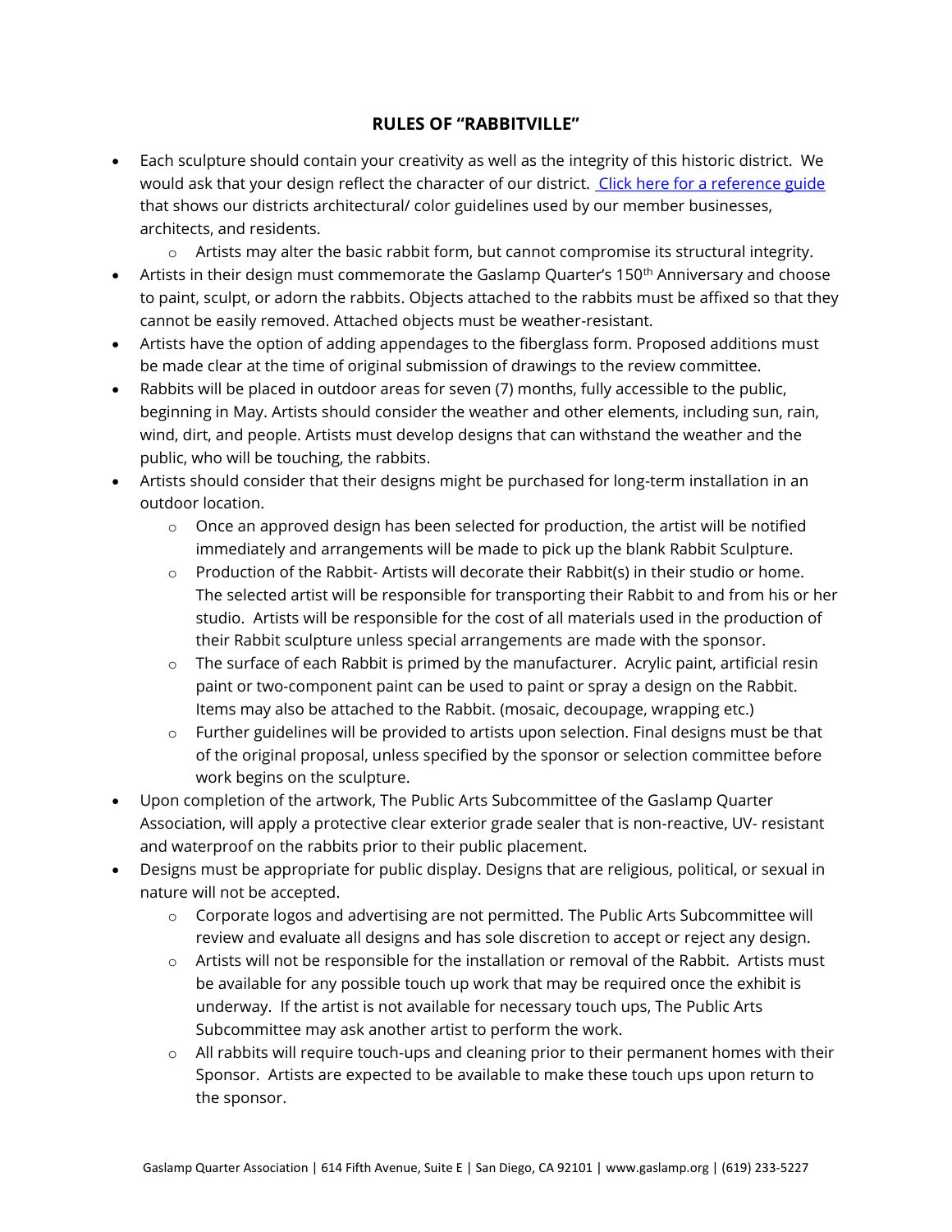## RULES OF "RABBITVILLE"

- Each sculpture should contain your creativity as well as the integrity of this historic district. We would ask that your design reflect the character of our district. [Click here for a reference guide](#) that shows our districts architectural/ color guidelines used by our member businesses, architects, and residents.
  - Artists may alter the basic rabbit form, but cannot compromise its structural integrity.
- Artists in their design must commemorate the Gaslamp Quarter's 150th Anniversary and choose to paint, sculpt, or adorn the rabbits. Objects attached to the rabbits must be affixed so that they cannot be easily removed. Attached objects must be weather-resistant.
- Artists have the option of adding appendages to the fiberglass form. Proposed additions must be made clear at the time of original submission of drawings to the review committee.
- Rabbits will be placed in outdoor areas for seven (7) months, fully accessible to the public, beginning in May. Artists should consider the weather and other elements, including sun, rain, wind, dirt, and people. Artists must develop designs that can withstand the weather and the public, who will be touching, the rabbits.
- Artists should consider that their designs might be purchased for long-term installation in an outdoor location.
  - Once an approved design has been selected for production, the artist will be notified immediately and arrangements will be made to pick up the blank Rabbit Sculpture.
  - Production of the Rabbit- Artists will decorate their Rabbit(s) in their studio or home. The selected artist will be responsible for transporting their Rabbit to and from his or her studio. Artists will be responsible for the cost of all materials used in the production of their Rabbit sculpture unless special arrangements are made with the sponsor.
  - The surface of each Rabbit is primed by the manufacturer. Acrylic paint, artificial resin paint or two-component paint can be used to paint or spray a design on the Rabbit. Items may also be attached to the Rabbit. (mosaic, decoupage, wrapping etc.)
  - Further guidelines will be provided to artists upon selection. Final designs must be that of the original proposal, unless specified by the sponsor or selection committee before work begins on the sculpture.
- Upon completion of the artwork, The Public Arts Subcommittee of the Gaslamp Quarter Association, will apply a protective clear exterior grade sealer that is non-reactive, UV- resistant and waterproof on the rabbits prior to their public placement.
- Designs must be appropriate for public display. Designs that are religious, political, or sexual in nature will not be accepted.
  - Corporate logos and advertising are not permitted. The Public Arts Subcommittee will review and evaluate all designs and has sole discretion to accept or reject any design.
  - Artists will not be responsible for the installation or removal of the Rabbit. Artists must be available for any possible touch up work that may be required once the exhibit is underway. If the artist is not available for necessary touch ups, The Public Arts Subcommittee may ask another artist to perform the work.
  - All rabbits will require touch-ups and cleaning prior to their permanent homes with their Sponsor. Artists are expected to be available to make these touch ups upon return to the sponsor.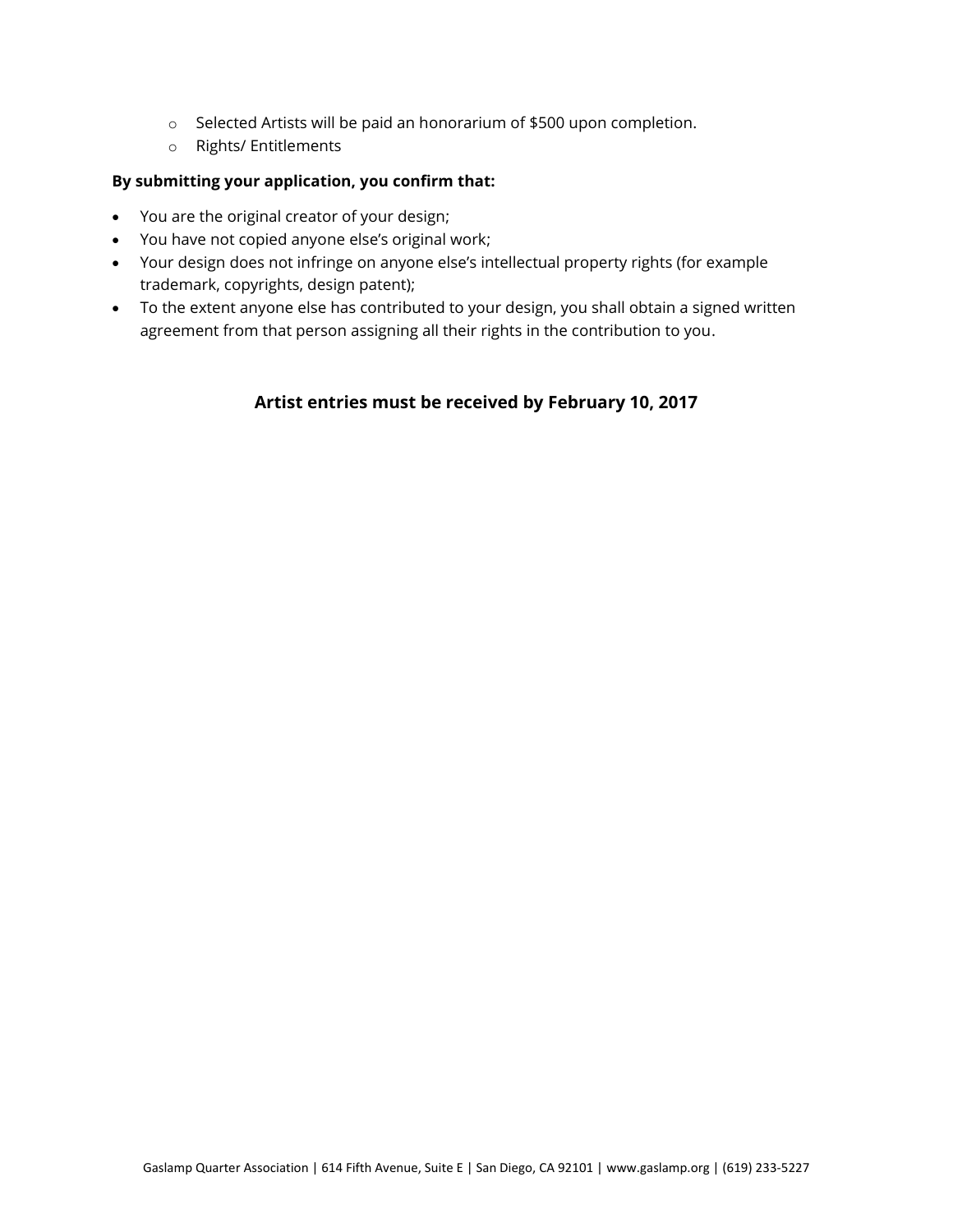- Selected Artists will be paid an honorarium of $500 upon completion.
- Rights/ Entitlements

**By submitting your application, you confirm that:**

- You are the original creator of your design;
- You have not copied anyone else's original work;
- Your design does not infringe on anyone else's intellectual property rights (for example trademark, copyrights, design patent);
- To the extent anyone else has contributed to your design, you shall obtain a signed written agreement from that person assigning all their rights in the contribution to you.

**Artist entries must be received by February 10, 2017**

Gaslamp Quarter Association | 614 Fifth Avenue, Suite E | San Diego, CA 92101 | www.gaslamp.org | (619) 233-5227